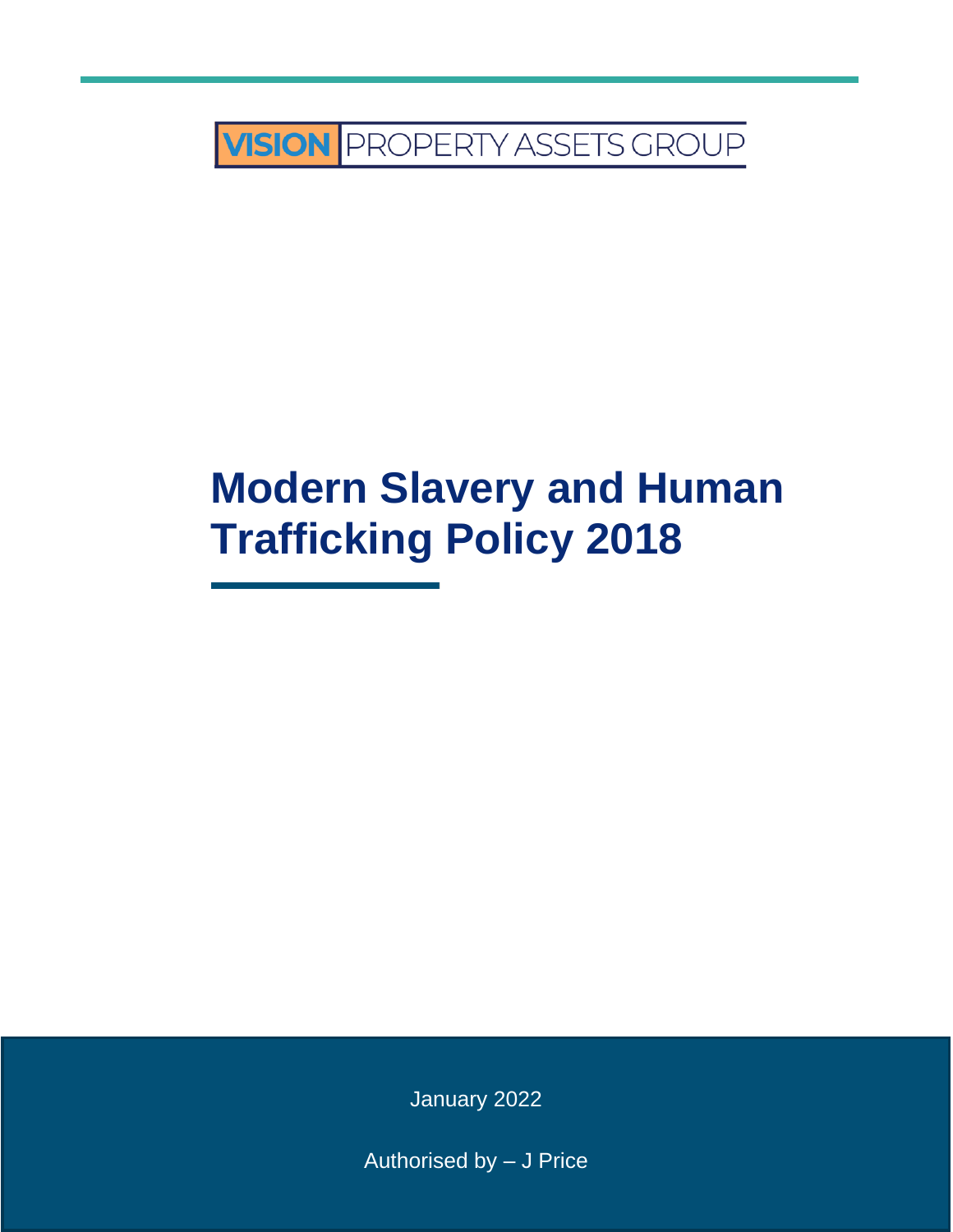VISION PROPERTY ASSETS GROUP

# Modern Slavery and Human Trafficking Policy 2018

January 2022

Authorised by – J Price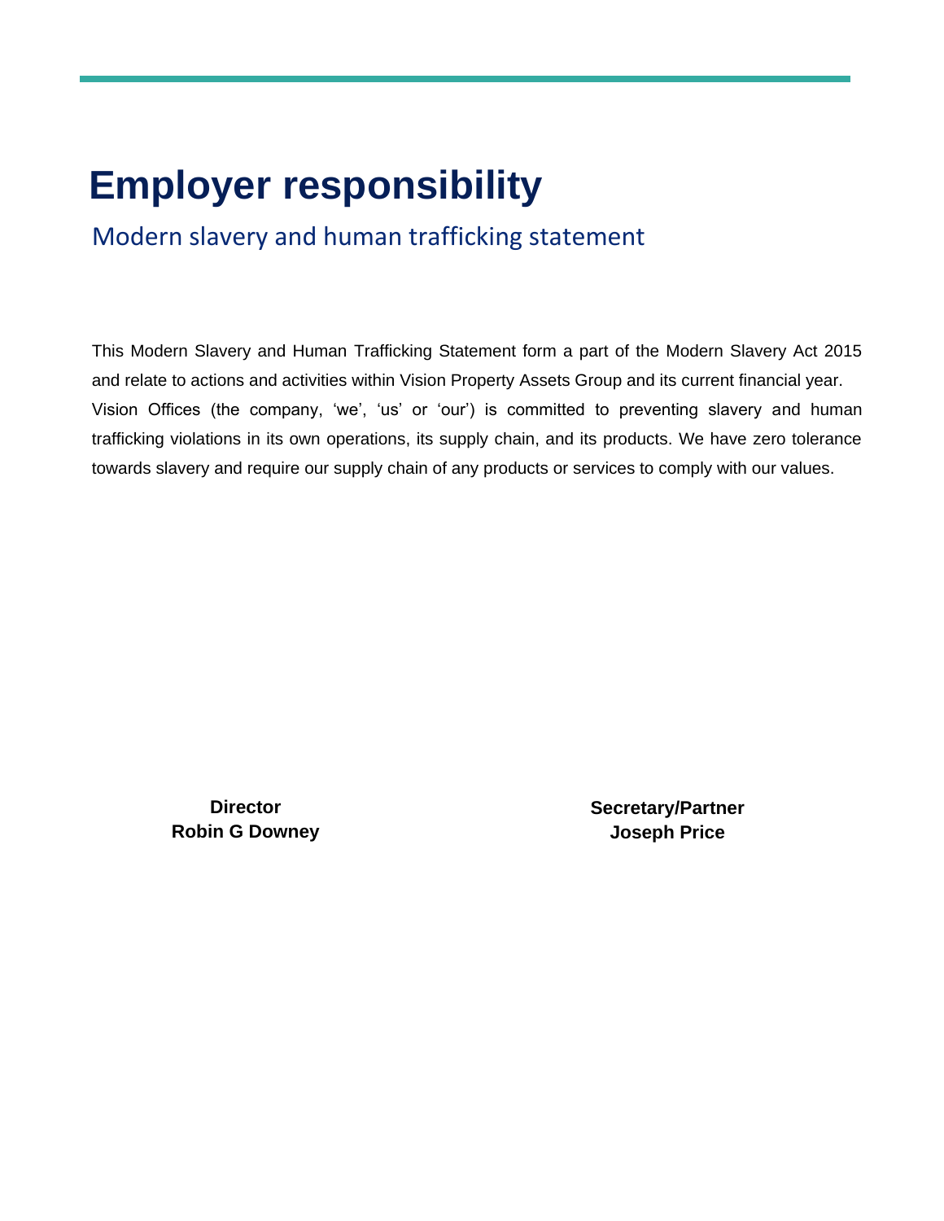# Employer responsibility

## Modern slavery and human trafficking statement

This Modern Slavery and Human Trafficking Statement form a part of the Modern Slavery Act 2015 and relate to actions and activities within Vision Property Assets Group and its current financial year. Vision Offices (the company, 'we', 'us' or 'our') is committed to preventing slavery and human trafficking violations in its own operations, its supply chain, and its products. We have zero tolerance towards slavery and require our supply chain of any products or services to comply with our values.

**Director**
**Robin G Downey**

**Secretary/Partner**
**Joseph Price**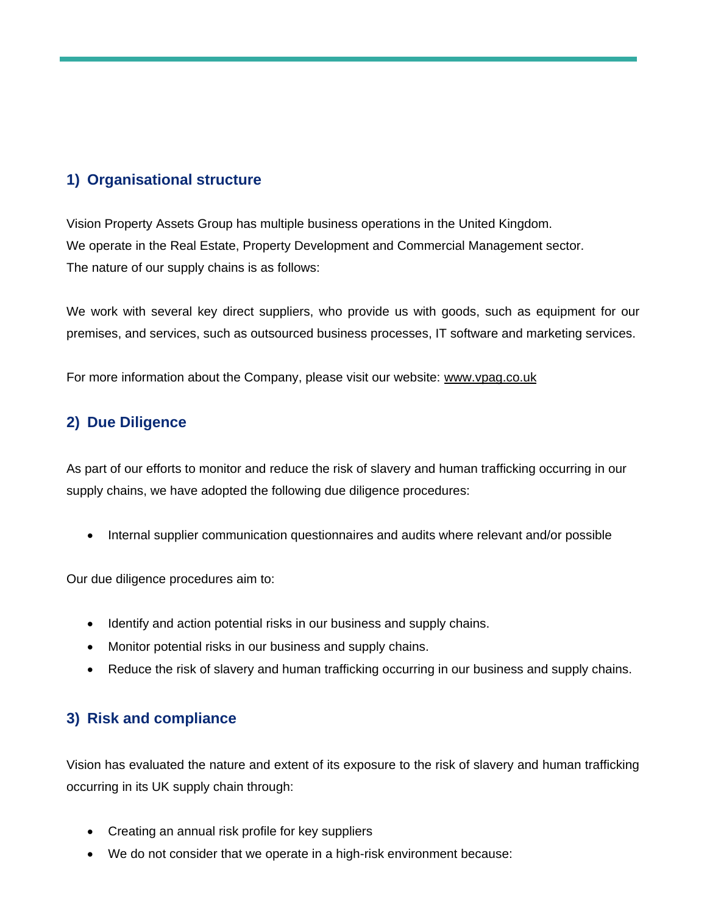## 1) Organisational structure

Vision Property Assets Group has multiple business operations in the United Kingdom.
We operate in the Real Estate, Property Development and Commercial Management sector.
The nature of our supply chains is as follows:

We work with several key direct suppliers, who provide us with goods, such as equipment for our premises, and services, such as outsourced business processes, IT software and marketing services.

For more information about the Company, please visit our website: www.vpag.co.uk

## 2) Due Diligence

As part of our efforts to monitor and reduce the risk of slavery and human trafficking occurring in our supply chains, we have adopted the following due diligence procedures:

- Internal supplier communication questionnaires and audits where relevant and/or possible

Our due diligence procedures aim to:

- Identify and action potential risks in our business and supply chains.
- Monitor potential risks in our business and supply chains.
- Reduce the risk of slavery and human trafficking occurring in our business and supply chains.

## 3) Risk and compliance

Vision has evaluated the nature and extent of its exposure to the risk of slavery and human trafficking occurring in its UK supply chain through:

- Creating an annual risk profile for key suppliers
- We do not consider that we operate in a high-risk environment because: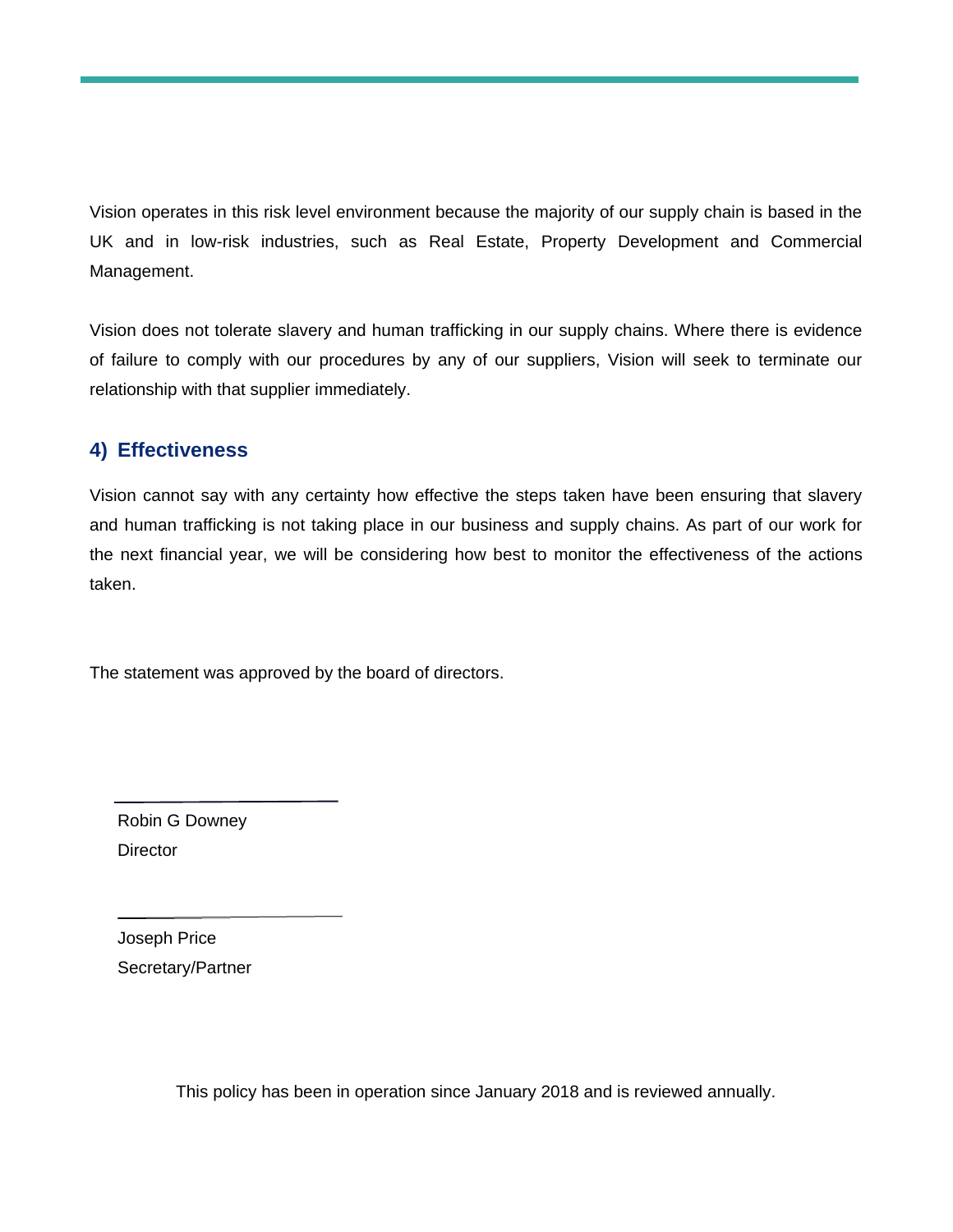Vision operates in this risk level environment because the majority of our supply chain is based in the UK and in low-risk industries, such as Real Estate, Property Development and Commercial Management.

Vision does not tolerate slavery and human trafficking in our supply chains. Where there is evidence of failure to comply with our procedures by any of our suppliers, Vision will seek to terminate our relationship with that supplier immediately.

## 4) Effectiveness

Vision cannot say with any certainty how effective the steps taken have been ensuring that slavery and human trafficking is not taking place in our business and supply chains. As part of our work for the next financial year, we will be considering how best to monitor the effectiveness of the actions taken.

The statement was approved by the board of directors.

Robin G Downey
Director

Joseph Price
Secretary/Partner

This policy has been in operation since January 2018 and is reviewed annually.